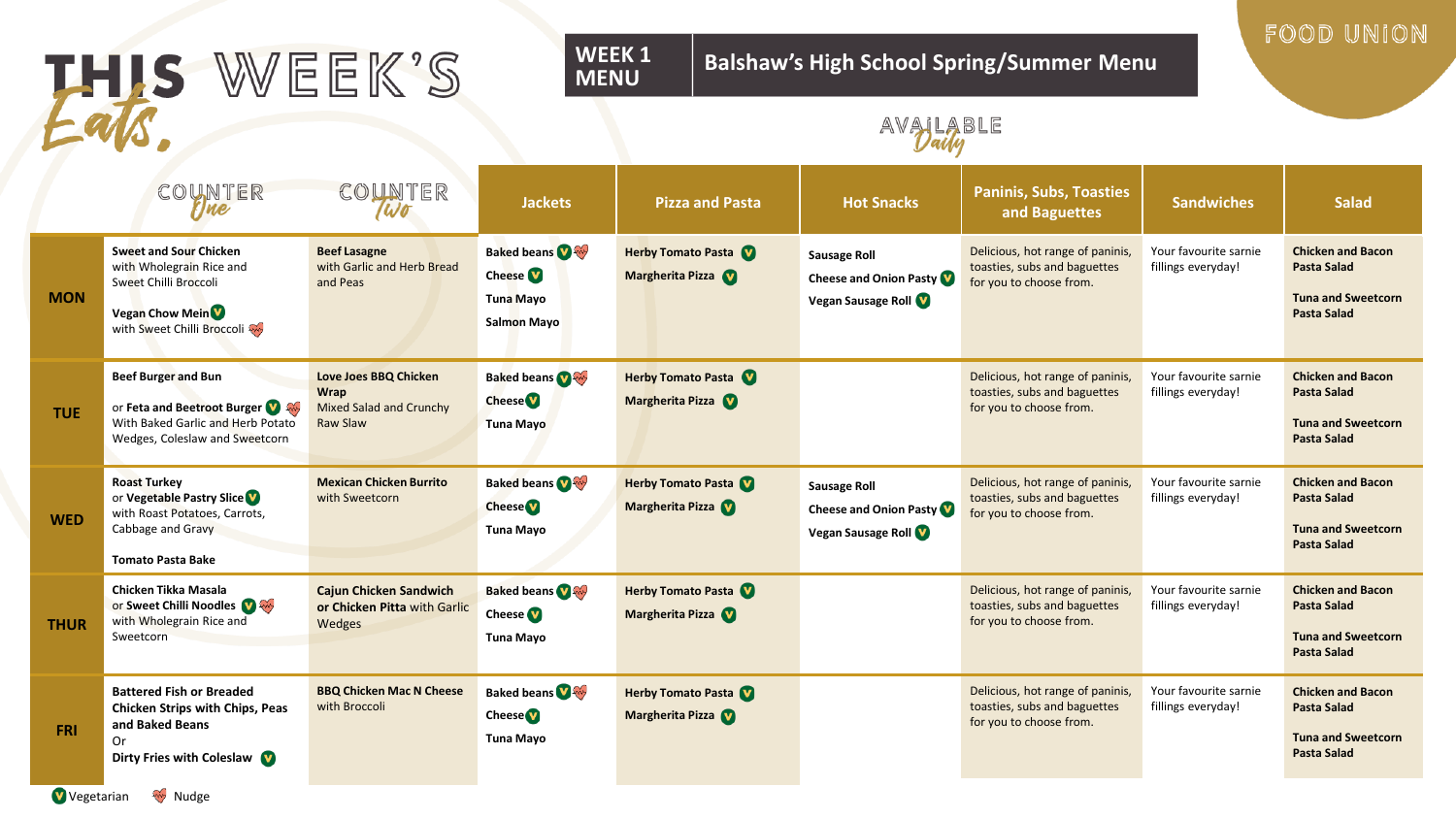# THIS WEEK'S Eats.

**WEEK 1 MENU** — **Balshaw's High School Spring/Summer Menu**

FOOD UNION

AVAILABLE Daily

| | COUNTER One | COUNTER Two | Jackets | Pizza and Pasta | Hot Snacks | Paninis, Subs, Toasties and Baguettes | Sandwiches | Salad |
|---|---|---|---|---|---|---|---|---|
| **MON** | **Sweet and Sour Chicken** with Wholegrain Rice and Sweet Chilli Broccoli<br><br>**Vegan Chow Mein** (V) with Sweet Chilli Broccoli (Nudge) | **Beef Lasagne** with Garlic and Herb Bread and Peas | **Baked beans** (V) (Nudge)<br>**Cheese** (V)<br>**Tuna Mayo**<br>**Salmon Mayo** | **Herby Tomato Pasta** (V)<br>**Margherita Pizza** (V) | **Sausage Roll**<br>**Cheese and Onion Pasty** (V)<br>**Vegan Sausage Roll** (V) | Delicious, hot range of paninis, toasties, subs and baguettes for you to choose from. | Your favourite sarnie fillings everyday! | **Chicken and Bacon Pasta Salad**<br><br>**Tuna and Sweetcorn Pasta Salad** |
| **TUE** | **Beef Burger and Bun**<br><br>or **Feta and Beetroot Burger** (V) (Nudge) With Baked Garlic and Herb Potato Wedges, Coleslaw and Sweetcorn | **Love Joes BBQ Chicken Wrap** Mixed Salad and Crunchy Raw Slaw | **Baked beans** (V) (Nudge)<br>**Cheese** (V)<br>**Tuna Mayo** | **Herby Tomato Pasta** (V)<br>**Margherita Pizza** (V) | | Delicious, hot range of paninis, toasties, subs and baguettes for you to choose from. | Your favourite sarnie fillings everyday! | **Chicken and Bacon Pasta Salad**<br><br>**Tuna and Sweetcorn Pasta Salad** |
| **WED** | **Roast Turkey** or **Vegetable Pastry Slice** (V) with Roast Potatoes, Carrots, Cabbage and Gravy<br><br>**Tomato Pasta Bake** | **Mexican Chicken Burrito** with Sweetcorn | **Baked beans** (V) (Nudge)<br>**Cheese** (V)<br>**Tuna Mayo** | **Herby Tomato Pasta** (V)<br>**Margherita Pizza** (V) | **Sausage Roll**<br>**Cheese and Onion Pasty** (V)<br>**Vegan Sausage Roll** (V) | Delicious, hot range of paninis, toasties, subs and baguettes for you to choose from. | Your favourite sarnie fillings everyday! | **Chicken and Bacon Pasta Salad**<br><br>**Tuna and Sweetcorn Pasta Salad** |
| **THUR** | **Chicken Tikka Masala** or **Sweet Chilli Noodles** (V) (Nudge) with Wholegrain Rice and Sweetcorn | **Cajun Chicken Sandwich or Chicken Pitta** with Garlic Wedges | **Baked beans** (V) (Nudge)<br>**Cheese** (V)<br>**Tuna Mayo** | **Herby Tomato Pasta** (V)<br>**Margherita Pizza** (V) | | Delicious, hot range of paninis, toasties, subs and baguettes for you to choose from. | Your favourite sarnie fillings everyday! | **Chicken and Bacon Pasta Salad**<br><br>**Tuna and Sweetcorn Pasta Salad** |
| **FRI** | **Battered Fish or Breaded Chicken Strips with Chips, Peas and Baked Beans**<br>Or<br>**Dirty Fries with Coleslaw** (V) | **BBQ Chicken Mac N Cheese** with Broccoli | **Baked beans** (V) (Nudge)<br>**Cheese** (V)<br>**Tuna Mayo** | **Herby Tomato Pasta** (V)<br>**Margherita Pizza** (V) | | Delicious, hot range of paninis, toasties, subs and baguettes for you to choose from. | Your favourite sarnie fillings everyday! | **Chicken and Bacon Pasta Salad**<br><br>**Tuna and Sweetcorn Pasta Salad** |

(V) Vegetarian (Nudge) Nudge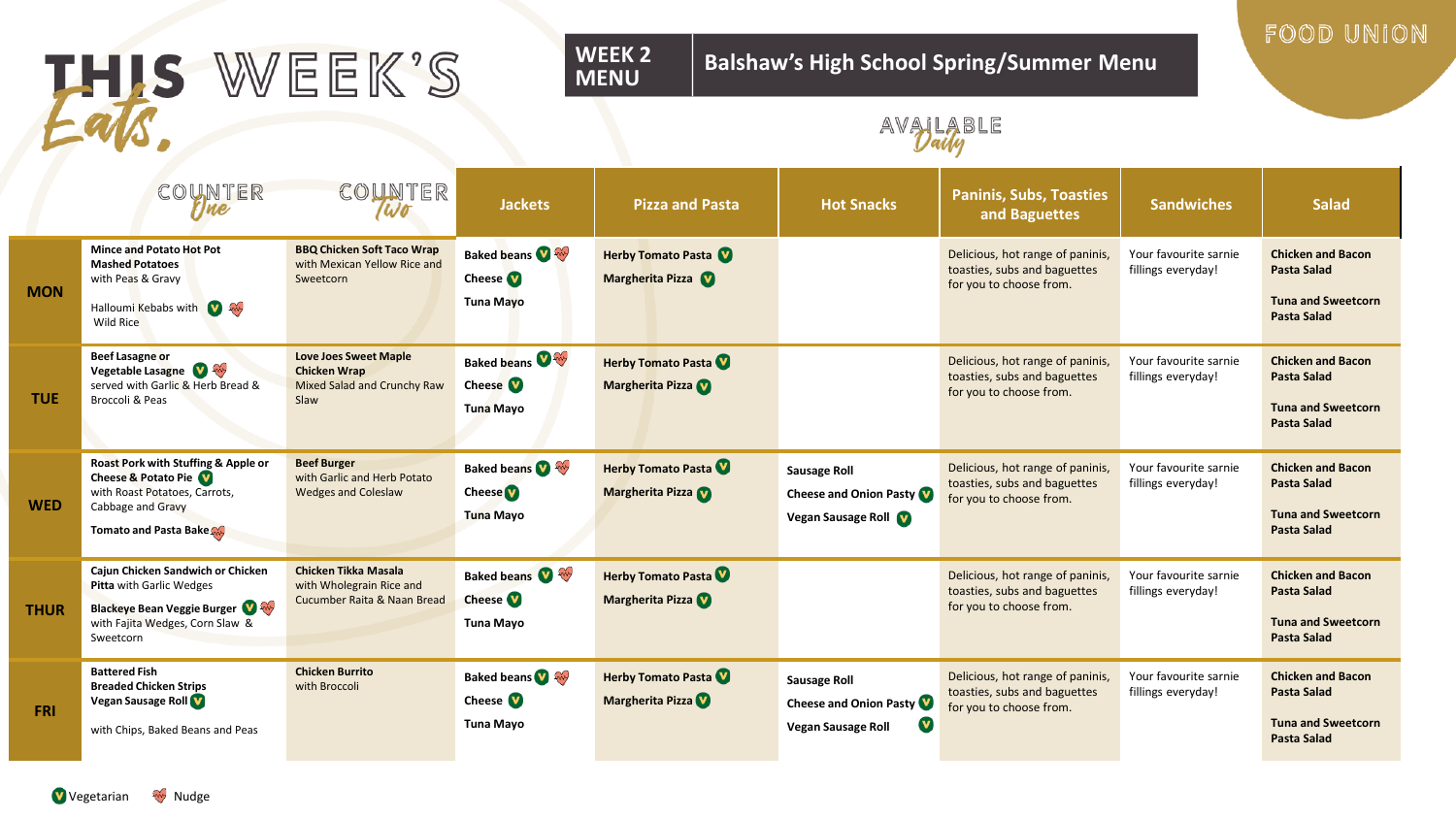# THIS WEEK'S *Eats*

**WEEK 2 MENU** — **Balshaw's High School Spring/Summer Menu**

FOOD UNION

AVAILABLE *Daily*

| | COUNTER *One* | COUNTER *Two* | Jackets | Pizza and Pasta | Hot Snacks | Paninis, Subs, Toasties and Baguettes | Sandwiches | Salad |
|---|---|---|---|---|---|---|---|---|
| **MON** | **Mince and Potato Hot Pot Mashed Potatoes** with Peas & Gravy<br><br>Halloumi Kebabs with (V) (Nudge) Wild Rice | **BBQ Chicken Soft Taco Wrap** with Mexican Yellow Rice and Sweetcorn | **Baked beans** (V) (Nudge)<br>**Cheese** (V)<br>**Tuna Mayo** | **Herby Tomato Pasta** (V)<br>**Margherita Pizza** (V) | | Delicious, hot range of paninis, toasties, subs and baguettes for you to choose from. | Your favourite sarnie fillings everyday! | **Chicken and Bacon Pasta Salad**<br><br>**Tuna and Sweetcorn Pasta Salad** |
| **TUE** | **Beef Lasagne or Vegetable Lasagne** (V) (Nudge) served with Garlic & Herb Bread & Broccoli & Peas | **Love Joes Sweet Maple Chicken Wrap** Mixed Salad and Crunchy Raw Slaw | **Baked beans** (V) (Nudge)<br>**Cheese** (V)<br>**Tuna Mayo** | **Herby Tomato Pasta** (V)<br>**Margherita Pizza** (V) | | Delicious, hot range of paninis, toasties, subs and baguettes for you to choose from. | Your favourite sarnie fillings everyday! | **Chicken and Bacon Pasta Salad**<br><br>**Tuna and Sweetcorn Pasta Salad** |
| **WED** | **Roast Pork with Stuffing & Apple or Cheese & Potato Pie** (V) with Roast Potatoes, Carrots, Cabbage and Gravy<br><br>**Tomato and Pasta Bake** (Nudge) | **Beef Burger** with Garlic and Herb Potato Wedges and Coleslaw | **Baked beans** (V) (Nudge)<br>**Cheese** (V)<br>**Tuna Mayo** | **Herby Tomato Pasta** (V)<br>**Margherita Pizza** (V) | **Sausage Roll**<br>**Cheese and Onion Pasty** (V)<br>**Vegan Sausage Roll** (V) | Delicious, hot range of paninis, toasties, subs and baguettes for you to choose from. | Your favourite sarnie fillings everyday! | **Chicken and Bacon Pasta Salad**<br><br>**Tuna and Sweetcorn Pasta Salad** |
| **THUR** | **Cajun Chicken Sandwich or Chicken Pitta** with Garlic Wedges<br><br>**Blackeye Bean Veggie Burger** (V) (Nudge) with Fajita Wedges, Corn Slaw & Sweetcorn | **Chicken Tikka Masala** with Wholegrain Rice and Cucumber Raita & Naan Bread | **Baked beans** (V) (Nudge)<br>**Cheese** (V)<br>**Tuna Mayo** | **Herby Tomato Pasta** (V)<br>**Margherita Pizza** (V) | | Delicious, hot range of paninis, toasties, subs and baguettes for you to choose from. | Your favourite sarnie fillings everyday! | **Chicken and Bacon Pasta Salad**<br><br>**Tuna and Sweetcorn Pasta Salad** |
| **FRI** | **Battered Fish**<br>**Breaded Chicken Strips**<br>**Vegan Sausage Roll** (V)<br><br>with Chips, Baked Beans and Peas | **Chicken Burrito** with Broccoli | **Baked beans** (V) (Nudge)<br>**Cheese** (V)<br>**Tuna Mayo** | **Herby Tomato Pasta** (V)<br>**Margherita Pizza** (V) | **Sausage Roll**<br>**Cheese and Onion Pasty** (V)<br>**Vegan Sausage Roll** (V) | Delicious, hot range of paninis, toasties, subs and baguettes for you to choose from. | Your favourite sarnie fillings everyday! | **Chicken and Bacon Pasta Salad**<br><br>**Tuna and Sweetcorn Pasta Salad** |

(V) Vegetarian (Nudge) Nudge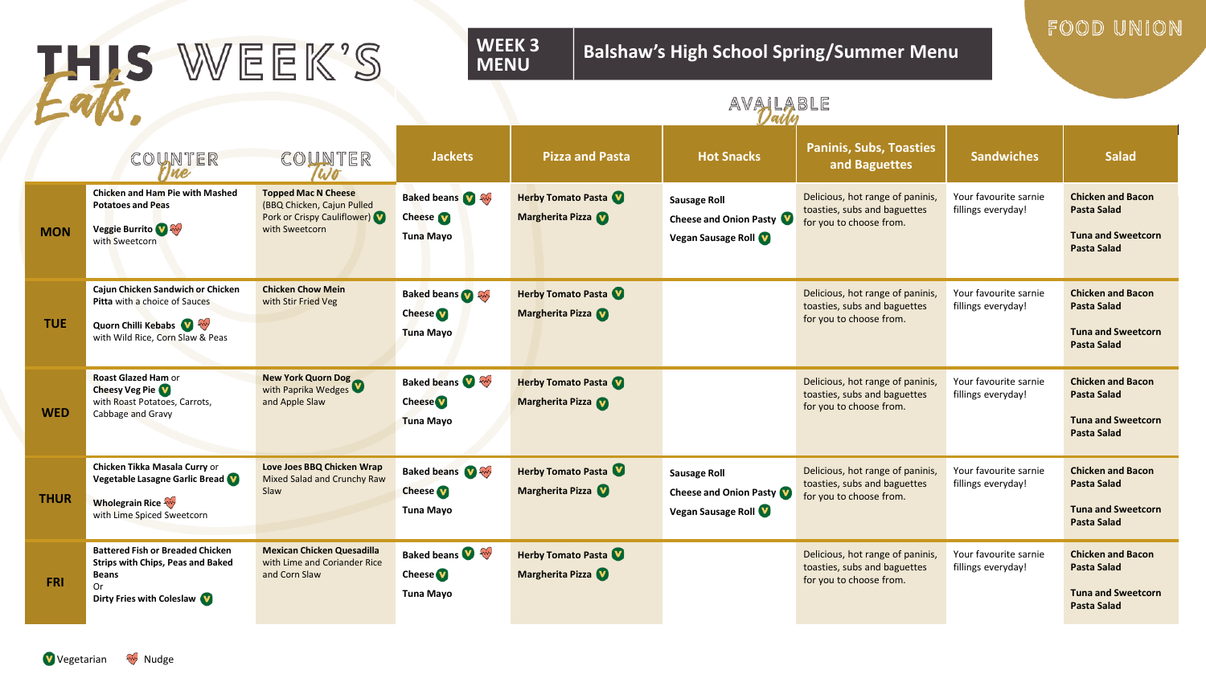# THIS WEEK'S Eats.

**WEEK 3 MENU** — **Balshaw's High School Spring/Summer Menu**

FOOD UNION

AVAILABLE Daily

| | COUNTER One | COUNTER Two | Jackets | Pizza and Pasta | Hot Snacks | Paninis, Subs, Toasties and Baguettes | Sandwiches | Salad |
|---|---|---|---|---|---|---|---|---|
| **MON** | **Chicken and Ham Pie with Mashed Potatoes and Peas**<br><br>**Veggie Burrito** (V) (Nudge) with Sweetcorn | **Topped Mac N Cheese** (BBQ Chicken, Cajun Pulled Pork or Crispy Cauliflower) (V) with Sweetcorn | **Baked beans** (V) (Nudge)<br>**Cheese** (V)<br>**Tuna Mayo** | **Herby Tomato Pasta** (V)<br>**Margherita Pizza** (V) | **Sausage Roll**<br>**Cheese and Onion Pasty** (V)<br>**Vegan Sausage Roll** (V) | Delicious, hot range of paninis, toasties, subs and baguettes for you to choose from. | Your favourite sarnie fillings everyday! | **Chicken and Bacon Pasta Salad**<br><br>**Tuna and Sweetcorn Pasta Salad** |
| **TUE** | **Cajun Chicken Sandwich or Chicken Pitta** with a choice of Sauces<br><br>**Quorn Chilli Kebabs** (V) (Nudge) with Wild Rice, Corn Slaw & Peas | **Chicken Chow Mein** with Stir Fried Veg | **Baked beans** (V) (Nudge)<br>**Cheese** (V)<br>**Tuna Mayo** | **Herby Tomato Pasta** (V)<br>**Margherita Pizza** (V) | | Delicious, hot range of paninis, toasties, subs and baguettes for you to choose from. | Your favourite sarnie fillings everyday! | **Chicken and Bacon Pasta Salad**<br><br>**Tuna and Sweetcorn Pasta Salad** |
| **WED** | **Roast Glazed Ham** or **Cheesy Veg Pie** (V) with Roast Potatoes, Carrots, Cabbage and Gravy | **New York Quorn Dog** (V) with Paprika Wedges and Apple Slaw | **Baked beans** (V) (Nudge)<br>**Cheese** (V)<br>**Tuna Mayo** | **Herby Tomato Pasta** (V)<br>**Margherita Pizza** (V) | | Delicious, hot range of paninis, toasties, subs and baguettes for you to choose from. | Your favourite sarnie fillings everyday! | **Chicken and Bacon Pasta Salad**<br><br>**Tuna and Sweetcorn Pasta Salad** |
| **THUR** | **Chicken Tikka Masala Curry** or **Vegetable Lasagne Garlic Bread** (V)<br><br>**Wholegrain Rice** (Nudge) with Lime Spiced Sweetcorn | **Love Joes BBQ Chicken Wrap** Mixed Salad and Crunchy Raw Slaw | **Baked beans** (V) (Nudge)<br>**Cheese** (V)<br>**Tuna Mayo** | **Herby Tomato Pasta** (V)<br>**Margherita Pizza** (V) | **Sausage Roll**<br>**Cheese and Onion Pasty** (V)<br>**Vegan Sausage Roll** (V) | Delicious, hot range of paninis, toasties, subs and baguettes for you to choose from. | Your favourite sarnie fillings everyday! | **Chicken and Bacon Pasta Salad**<br><br>**Tuna and Sweetcorn Pasta Salad** |
| **FRI** | **Battered Fish or Breaded Chicken Strips with Chips, Peas and Baked Beans**<br>Or<br>**Dirty Fries with Coleslaw** (V) | **Mexican Chicken Quesadilla** with Lime and Coriander Rice and Corn Slaw | **Baked beans** (V) (Nudge)<br>**Cheese** (V)<br>**Tuna Mayo** | **Herby Tomato Pasta** (V)<br>**Margherita Pizza** (V) | | Delicious, hot range of paninis, toasties, subs and baguettes for you to choose from. | Your favourite sarnie fillings everyday! | **Chicken and Bacon Pasta Salad**<br><br>**Tuna and Sweetcorn Pasta Salad** |

(V) Vegetarian (Nudge) Nudge